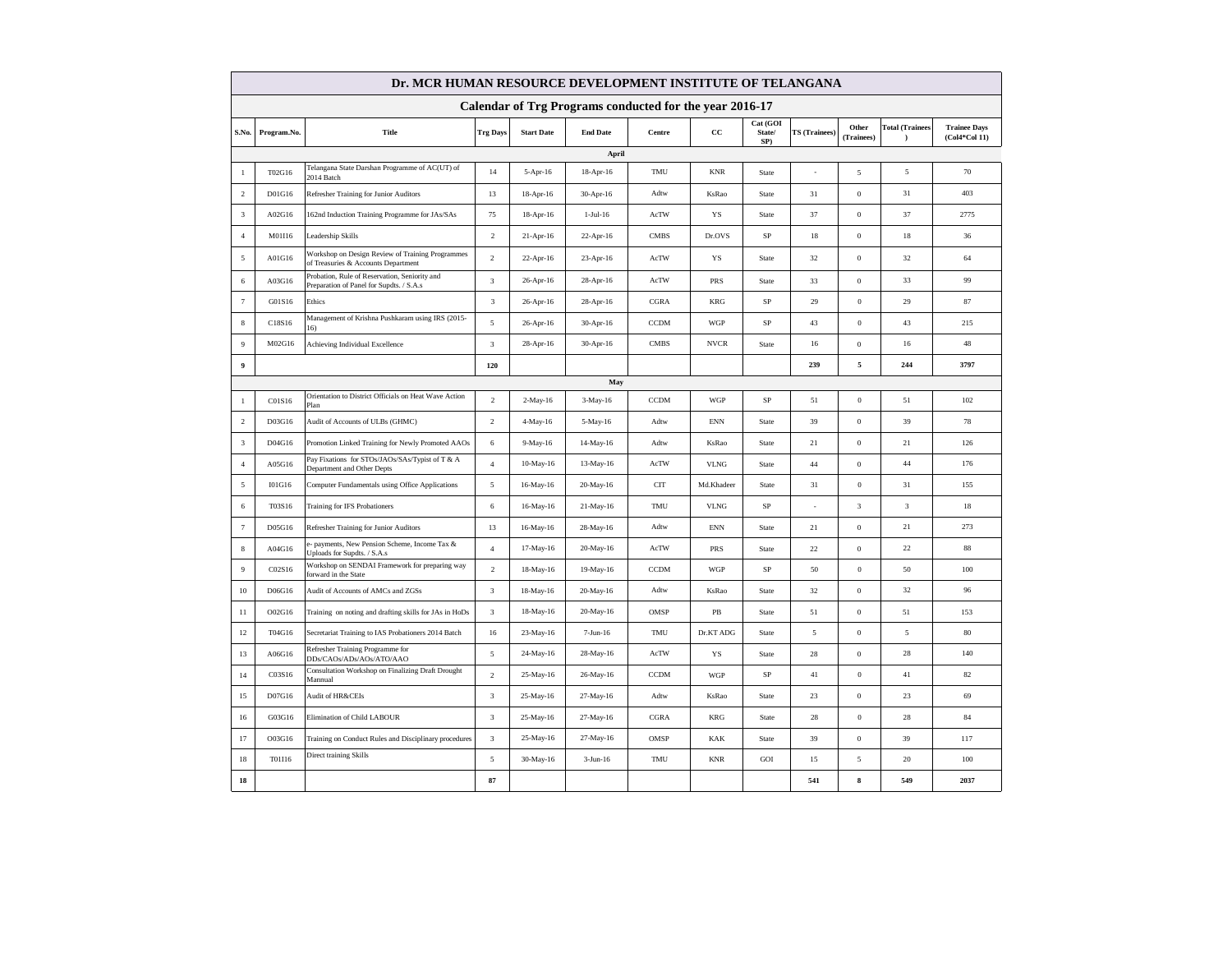# Dr. MCR HUMAN RESOURCE DEVELOPMENT INSTITUTE OF TELANGANA

## Calendar of Trg Programs conducted for the year 2016-17

| S.No. | Program.No. | Title | Trg Days | Start Date | End Date | Centre | CC | Cat (GOI State/ SP) | TS (Trainees) | Other (Trainees) | Total (Trainees) | Trainee Days (Col4*Col 11) |
|---|---|---|---|---|---|---|---|---|---|---|---|---|
| | | | | | | April | | | | | | |
| 1 | T02G16 | Telangana State Darshan Programme of AC(UT) of 2014 Batch | 14 | 5-Apr-16 | 18-Apr-16 | TMU | KNR | State | - | 5 | 5 | 70 |
| 2 | D01G16 | Refresher Training for Junior Auditors | 13 | 18-Apr-16 | 30-Apr-16 | Adtw | KsRao | State | 31 | 0 | 31 | 403 |
| 3 | A02G16 | 162nd Induction Training Programme for JAs/SAs | 75 | 18-Apr-16 | 1-Jul-16 | AcTW | YS | State | 37 | 0 | 37 | 2775 |
| 4 | M01I16 | Leadership Skills | 2 | 21-Apr-16 | 22-Apr-16 | CMBS | Dr.OVS | SP | 18 | 0 | 18 | 36 |
| 5 | A01G16 | Workshop on Design Review of Training Programmes of Treasuries & Accounts Department | 2 | 22-Apr-16 | 23-Apr-16 | AcTW | YS | State | 32 | 0 | 32 | 64 |
| 6 | A03G16 | Probation, Rule of Reservation, Seniority and Preparation of Panel for Supdts. / S.A.s | 3 | 26-Apr-16 | 28-Apr-16 | AcTW | PRS | State | 33 | 0 | 33 | 99 |
| 7 | G01S16 | Ethics | 3 | 26-Apr-16 | 28-Apr-16 | CGRA | KRG | SP | 29 | 0 | 29 | 87 |
| 8 | C18S16 | Management of Krishna Pushkaram using IRS (2015-16) | 5 | 26-Apr-16 | 30-Apr-16 | CCDM | WGP | SP | 43 | 0 | 43 | 215 |
| 9 | M02G16 | Achieving Individual Excellence | 3 | 28-Apr-16 | 30-Apr-16 | CMBS | NVCR | State | 16 | 0 | 16 | 48 |
| **9** | | | **120** | | | | | | **239** | **5** | **244** | **3797** |
| | | | | | | May | | | | | | |
| 1 | C01S16 | Orientation to District Officials on Heat Wave Action Plan | 2 | 2-May-16 | 3-May-16 | CCDM | WGP | SP | 51 | 0 | 51 | 102 |
| 2 | D03G16 | Audit of Accounts of ULBs (GHMC) | 2 | 4-May-16 | 5-May-16 | Adtw | ENN | State | 39 | 0 | 39 | 78 |
| 3 | D04G16 | Promotion Linked Training for Newly Promoted AAOs | 6 | 9-May-16 | 14-May-16 | Adtw | KsRao | State | 21 | 0 | 21 | 126 |
| 4 | A05G16 | Pay Fixations for STOs/JAOs/SAs/Typist of T & A Department and Other Depts | 4 | 10-May-16 | 13-May-16 | AcTW | VLNG | State | 44 | 0 | 44 | 176 |
| 5 | I01G16 | Computer Fundamentals using Office Applications | 5 | 16-May-16 | 20-May-16 | CIT | Md.Khadeer | State | 31 | 0 | 31 | 155 |
| 6 | T03S16 | Training for IFS Probationers | 6 | 16-May-16 | 21-May-16 | TMU | VLNG | SP | - | 3 | 3 | 18 |
| 7 | D05G16 | Refresher Training for Junior Auditors | 13 | 16-May-16 | 28-May-16 | Adtw | ENN | State | 21 | 0 | 21 | 273 |
| 8 | A04G16 | e- payments, New Pension Scheme, Income Tax & Uploads for Supdts. / S.A.s | 4 | 17-May-16 | 20-May-16 | AcTW | PRS | State | 22 | 0 | 22 | 88 |
| 9 | C02S16 | Workshop on SENDAI Framework for preparing way forward in the State | 2 | 18-May-16 | 19-May-16 | CCDM | WGP | SP | 50 | 0 | 50 | 100 |
| 10 | D06G16 | Audit of Accounts of AMCs and ZGSs | 3 | 18-May-16 | 20-May-16 | Adtw | KsRao | State | 32 | 0 | 32 | 96 |
| 11 | O02G16 | Training on noting and drafting skills for JAs in HoDs | 3 | 18-May-16 | 20-May-16 | OMSP | PB | State | 51 | 0 | 51 | 153 |
| 12 | T04G16 | Secretariat Training to IAS Probationers 2014 Batch | 16 | 23-May-16 | 7-Jun-16 | TMU | Dr.KT ADG | State | 5 | 0 | 5 | 80 |
| 13 | A06G16 | Refresher Training Programme for DDs/CAOs/ADs/AOs/ATO/AAO | 5 | 24-May-16 | 28-May-16 | AcTW | YS | State | 28 | 0 | 28 | 140 |
| 14 | C03S16 | Consultation Workshop on Finalizing Draft Drought Mannual | 2 | 25-May-16 | 26-May-16 | CCDM | WGP | SP | 41 | 0 | 41 | 82 |
| 15 | D07G16 | Audit of HR&CEIs | 3 | 25-May-16 | 27-May-16 | Adtw | KsRao | State | 23 | 0 | 23 | 69 |
| 16 | G03G16 | Elimination of Child LABOUR | 3 | 25-May-16 | 27-May-16 | CGRA | KRG | State | 28 | 0 | 28 | 84 |
| 17 | O03G16 | Training on Conduct Rules and Disciplinary procedures | 3 | 25-May-16 | 27-May-16 | OMSP | KAK | State | 39 | 0 | 39 | 117 |
| 18 | T01I16 | Direct training Skills | 5 | 30-May-16 | 3-Jun-16 | TMU | KNR | GOI | 15 | 5 | 20 | 100 |
| **18** | | | **87** | | | | | | **541** | **8** | **549** | **2037** |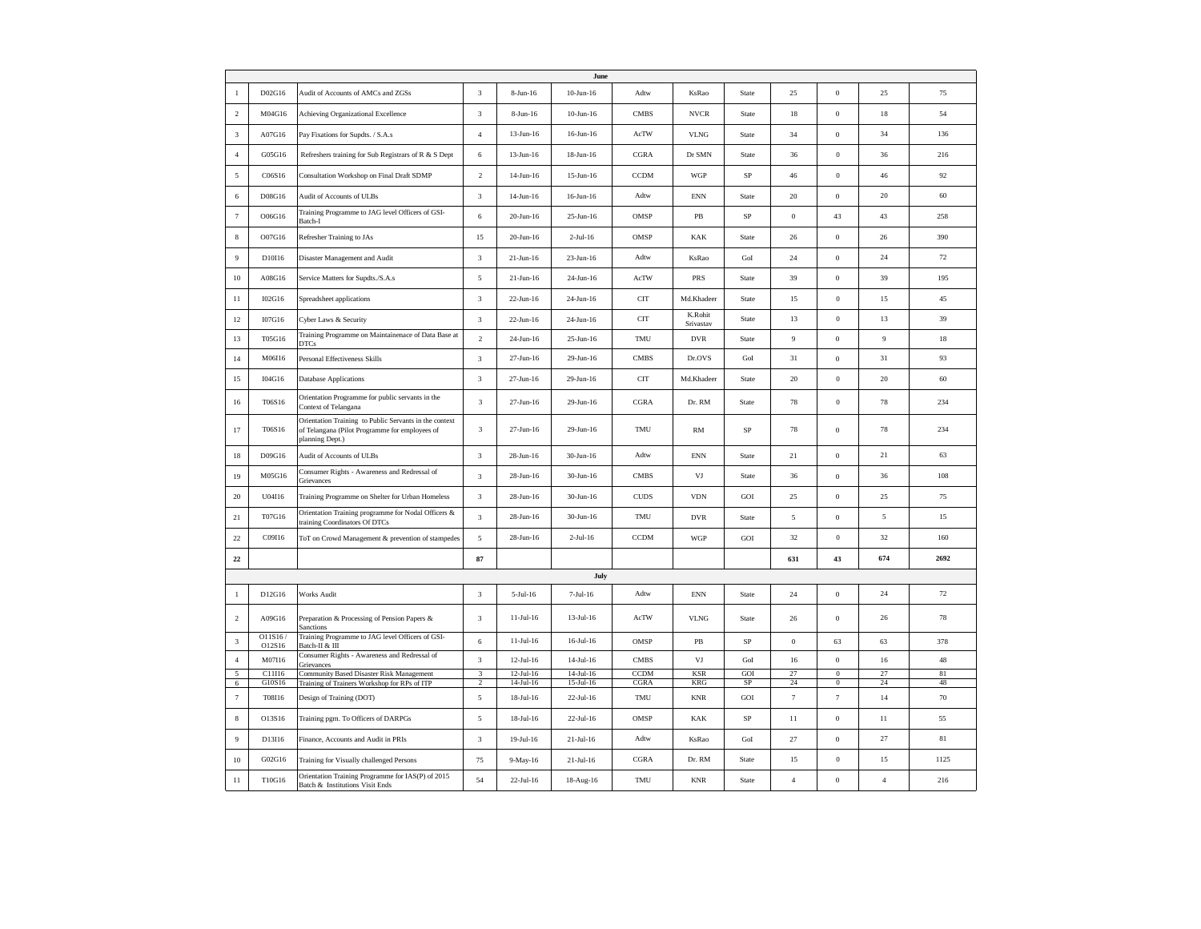| | | | | | | | | | | | | |
|---|---|---|---|---|---|---|---|---|---|---|---|---|
| **June** | | | | | | | | | | | | |
| 1 | D02G16 | Audit of Accounts of AMCs and ZGSs | 3 | 8-Jun-16 | 10-Jun-16 | Adtw | KsRao | State | 25 | 0 | 25 | 75 |
| 2 | M04G16 | Achieving Organizational Excellence | 3 | 8-Jun-16 | 10-Jun-16 | CMBS | NVCR | State | 18 | 0 | 18 | 54 |
| 3 | A07G16 | Pay Fixations for Supdts. / S.A.s | 4 | 13-Jun-16 | 16-Jun-16 | AcTW | VLNG | State | 34 | 0 | 34 | 136 |
| 4 | G05G16 | Refreshers training for Sub Registrars of R & S Dept | 6 | 13-Jun-16 | 18-Jun-16 | CGRA | Dr SMN | State | 36 | 0 | 36 | 216 |
| 5 | C06S16 | Consultation Workshop on Final Draft SDMP | 2 | 14-Jun-16 | 15-Jun-16 | CCDM | WGP | SP | 46 | 0 | 46 | 92 |
| 6 | D08G16 | Audit of Accounts of ULBs | 3 | 14-Jun-16 | 16-Jun-16 | Adtw | ENN | State | 20 | 0 | 20 | 60 |
| 7 | O06G16 | Training Programme to JAG level Officers of GSI-Batch-I | 6 | 20-Jun-16 | 25-Jun-16 | OMSP | PB | SP | 0 | 43 | 43 | 258 |
| 8 | O07G16 | Refresher Training to JAs | 15 | 20-Jun-16 | 2-Jul-16 | OMSP | KAK | State | 26 | 0 | 26 | 390 |
| 9 | D10I16 | Disaster Management and Audit | 3 | 21-Jun-16 | 23-Jun-16 | Adtw | KsRao | GoI | 24 | 0 | 24 | 72 |
| 10 | A08G16 | Service Matters for Supdts./S.A.s | 5 | 21-Jun-16 | 24-Jun-16 | AcTW | PRS | State | 39 | 0 | 39 | 195 |
| 11 | I02G16 | Spreadsheet applications | 3 | 22-Jun-16 | 24-Jun-16 | CIT | Md.Khadeer | State | 15 | 0 | 15 | 45 |
| 12 | I07G16 | Cyber Laws & Security | 3 | 22-Jun-16 | 24-Jun-16 | CIT | K.Rohit Srivastav | State | 13 | 0 | 13 | 39 |
| 13 | T05G16 | Training Programme on Maintainenace of Data Base at DTCs | 2 | 24-Jun-16 | 25-Jun-16 | TMU | DVR | State | 9 | 0 | 9 | 18 |
| 14 | M06I16 | Personal Effectiveness Skills | 3 | 27-Jun-16 | 29-Jun-16 | CMBS | Dr.OVS | GoI | 31 | 0 | 31 | 93 |
| 15 | I04G16 | Database Applications | 3 | 27-Jun-16 | 29-Jun-16 | CIT | Md.Khadeer | State | 20 | 0 | 20 | 60 |
| 16 | T06S16 | Orientation Programme for public servants in the Context of Telangana | 3 | 27-Jun-16 | 29-Jun-16 | CGRA | Dr. RM | State | 78 | 0 | 78 | 234 |
| 17 | T06S16 | Orientation Training to Public Servants in the context of Telangana (Pilot Programme for employees of planning Dept.) | 3 | 27-Jun-16 | 29-Jun-16 | TMU | RM | SP | 78 | 0 | 78 | 234 |
| 18 | D09G16 | Audit of Accounts of ULBs | 3 | 28-Jun-16 | 30-Jun-16 | Adtw | ENN | State | 21 | 0 | 21 | 63 |
| 19 | M05G16 | Consumer Rights - Awareness and Redressal of Grievances | 3 | 28-Jun-16 | 30-Jun-16 | CMBS | VJ | State | 36 | 0 | 36 | 108 |
| 20 | U04I16 | Training Programme on Shelter for Urban Homeless | 3 | 28-Jun-16 | 30-Jun-16 | CUDS | VDN | GOI | 25 | 0 | 25 | 75 |
| 21 | T07G16 | Orientation Training programme for Nodal Officers & training Coordinators Of DTCs | 3 | 28-Jun-16 | 30-Jun-16 | TMU | DVR | State | 5 | 0 | 5 | 15 |
| 22 | C09I16 | ToT on Crowd Management & prevention of stampedes | 5 | 28-Jun-16 | 2-Jul-16 | CCDM | WGP | GOI | 32 | 0 | 32 | 160 |
| **22** | | | **87** | | | | | | **631** | **43** | **674** | **2692** |
| **July** | | | | | | | | | | | | |
| 1 | D12G16 | Works Audit | 3 | 5-Jul-16 | 7-Jul-16 | Adtw | ENN | State | 24 | 0 | 24 | 72 |
| 2 | A09G16 | Preparation & Processing of Pension Papers & Sanctions | 3 | 11-Jul-16 | 13-Jul-16 | AcTW | VLNG | State | 26 | 0 | 26 | 78 |
| 3 | O11S16 / O12S16 | Training Programme to JAG level Officers of GSI-Batch-II & III | 6 | 11-Jul-16 | 16-Jul-16 | OMSP | PB | SP | 0 | 63 | 63 | 378 |
| 4 | M07I16 | Consumer Rights - Awareness and Redressal of Grievances | 3 | 12-Jul-16 | 14-Jul-16 | CMBS | VJ | GoI | 16 | 0 | 16 | 48 |
| 5 | C11I16 | Community Based Disaster Risk Management | 3 | 12-Jul-16 | 14-Jul-16 | CCDM | KSR | GOI | 27 | 0 | 27 | 81 |
| 6 | G10S16 | Training of Trainers Workshop for RPs of ITP | 2 | 14-Jul-16 | 15-Jul-16 | CGRA | KRG | SP | 24 | 0 | 24 | 48 |
| 7 | T08I16 | Design of Training (DOT) | 5 | 18-Jul-16 | 22-Jul-16 | TMU | KNR | GOI | 7 | 7 | 14 | 70 |
| 8 | O13S16 | Training pgm. To Officers of DARPGs | 5 | 18-Jul-16 | 22-Jul-16 | OMSP | KAK | SP | 11 | 0 | 11 | 55 |
| 9 | D13I16 | Finance, Accounts and Audit in PRIs | 3 | 19-Jul-16 | 21-Jul-16 | Adtw | KsRao | GoI | 27 | 0 | 27 | 81 |
| 10 | G02G16 | Training for Visually challenged Persons | 75 | 9-May-16 | 21-Jul-16 | CGRA | Dr. RM | State | 15 | 0 | 15 | 1125 |
| 11 | T10G16 | Orientation Training Programme for IAS(P) of 2015 Batch & Institutions Visit Ends | 54 | 22-Jul-16 | 18-Aug-16 | TMU | KNR | State | 4 | 0 | 4 | 216 |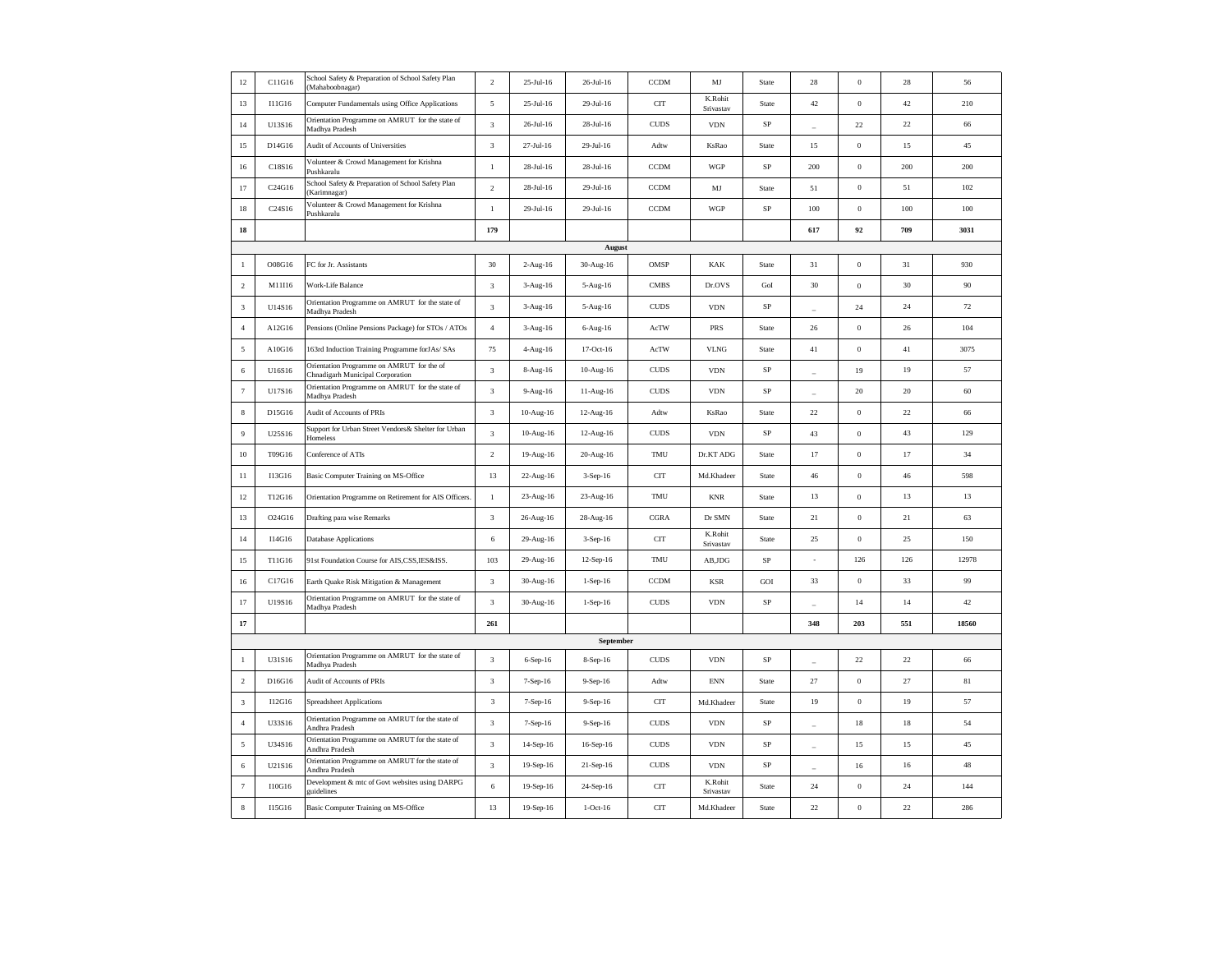| | | | | | | | | | | | | |
|---|---|---|---|---|---|---|---|---|---|---|---|---|
| 12 | C11G16 | School Safety & Preparation of School Safety Plan (Mahaboobnagar) | 2 | 25-Jul-16 | 26-Jul-16 | CCDM | MJ | State | 28 | 0 | 28 | 56 |
| 13 | I11G16 | Computer Fundamentals using Office Applications | 5 | 25-Jul-16 | 29-Jul-16 | CIT | K.Rohit Srivastav | State | 42 | 0 | 42 | 210 |
| 14 | U13S16 | Orientation Programme on AMRUT for the state of Madhya Pradesh | 3 | 26-Jul-16 | 28-Jul-16 | CUDS | VDN | SP | _ | 22 | 22 | 66 |
| 15 | D14G16 | Audit of Accounts of Universities | 3 | 27-Jul-16 | 29-Jul-16 | Adtw | KsRao | State | 15 | 0 | 15 | 45 |
| 16 | C18S16 | Volunteer & Crowd Management for Krishna Pushkaralu | 1 | 28-Jul-16 | 28-Jul-16 | CCDM | WGP | SP | 200 | 0 | 200 | 200 |
| 17 | C24G16 | School Safety & Preparation of School Safety Plan (Karimnagar) | 2 | 28-Jul-16 | 29-Jul-16 | CCDM | MJ | State | 51 | 0 | 51 | 102 |
| 18 | C24S16 | Volunteer & Crowd Management for Krishna Pushkaralu | 1 | 29-Jul-16 | 29-Jul-16 | CCDM | WGP | SP | 100 | 0 | 100 | 100 |
| **18** | | | **179** | | | | | | **617** | **92** | **709** | **3031** |
| | | | | | **August** | | | | | | | |
| 1 | O08G16 | FC for Jr. Assistants | 30 | 2-Aug-16 | 30-Aug-16 | OMSP | KAK | State | 31 | 0 | 31 | 930 |
| 2 | M11I16 | Work-Life Balance | 3 | 3-Aug-16 | 5-Aug-16 | CMBS | Dr.OVS | GoI | 30 | 0 | 30 | 90 |
| 3 | U14S16 | Orientation Programme on AMRUT for the state of Madhya Pradesh | 3 | 3-Aug-16 | 5-Aug-16 | CUDS | VDN | SP | _ | 24 | 24 | 72 |
| 4 | A12G16 | Pensions (Online Pensions Package) for STOs / ATOs | 4 | 3-Aug-16 | 6-Aug-16 | AcTW | PRS | State | 26 | 0 | 26 | 104 |
| 5 | A10G16 | 163rd Induction Training Programme forJAs/ SAs | 75 | 4-Aug-16 | 17-Oct-16 | AcTW | VLNG | State | 41 | 0 | 41 | 3075 |
| 6 | U16S16 | Orientation Programme on AMRUT for the of Chnadigarh Municipal Corporation | 3 | 8-Aug-16 | 10-Aug-16 | CUDS | VDN | SP | _ | 19 | 19 | 57 |
| 7 | U17S16 | Orientation Programme on AMRUT for the state of Madhya Pradesh | 3 | 9-Aug-16 | 11-Aug-16 | CUDS | VDN | SP | _ | 20 | 20 | 60 |
| 8 | D15G16 | Audit of Accounts of PRIs | 3 | 10-Aug-16 | 12-Aug-16 | Adtw | KsRao | State | 22 | 0 | 22 | 66 |
| 9 | U25S16 | Support for Urban Street Vendors& Shelter for Urban Homeless | 3 | 10-Aug-16 | 12-Aug-16 | CUDS | VDN | SP | 43 | 0 | 43 | 129 |
| 10 | T09G16 | Conference of ATIs | 2 | 19-Aug-16 | 20-Aug-16 | TMU | Dr.KT ADG | State | 17 | 0 | 17 | 34 |
| 11 | I13G16 | Basic Computer Training on MS-Office | 13 | 22-Aug-16 | 3-Sep-16 | CIT | Md.Khadeer | State | 46 | 0 | 46 | 598 |
| 12 | T12G16 | Orientation Programme on Retirement for AIS Officers. | 1 | 23-Aug-16 | 23-Aug-16 | TMU | KNR | State | 13 | 0 | 13 | 13 |
| 13 | O24G16 | Drafting para wise Remarks | 3 | 26-Aug-16 | 28-Aug-16 | CGRA | Dr SMN | State | 21 | 0 | 21 | 63 |
| 14 | I14G16 | Database Applications | 6 | 29-Aug-16 | 3-Sep-16 | CIT | K.Rohit Srivastav | State | 25 | 0 | 25 | 150 |
| 15 | T11G16 | 91st Foundation Course for AIS,CSS,IES&ISS. | 103 | 29-Aug-16 | 12-Sep-16 | TMU | AB,JDG | SP | - | 126 | 126 | 12978 |
| 16 | C17G16 | Earth Quake Risk Mitigation & Management | 3 | 30-Aug-16 | 1-Sep-16 | CCDM | KSR | GOI | 33 | 0 | 33 | 99 |
| 17 | U19S16 | Orientation Programme on AMRUT for the state of Madhya Pradesh | 3 | 30-Aug-16 | 1-Sep-16 | CUDS | VDN | SP | _ | 14 | 14 | 42 |
| **17** | | | **261** | | | | | | **348** | **203** | **551** | **18560** |
| | | | | | **September** | | | | | | | |
| 1 | U31S16 | Orientation Programme on AMRUT for the state of Madhya Pradesh | 3 | 6-Sep-16 | 8-Sep-16 | CUDS | VDN | SP | _ | 22 | 22 | 66 |
| 2 | D16G16 | Audit of Accounts of PRIs | 3 | 7-Sep-16 | 9-Sep-16 | Adtw | ENN | State | 27 | 0 | 27 | 81 |
| 3 | I12G16 | Spreadsheet Applications | 3 | 7-Sep-16 | 9-Sep-16 | CIT | Md.Khadeer | State | 19 | 0 | 19 | 57 |
| 4 | U33S16 | Orientation Programme on AMRUT for the state of Andhra Pradesh | 3 | 7-Sep-16 | 9-Sep-16 | CUDS | VDN | SP | _ | 18 | 18 | 54 |
| 5 | U34S16 | Orientation Programme on AMRUT for the state of Andhra Pradesh | 3 | 14-Sep-16 | 16-Sep-16 | CUDS | VDN | SP | _ | 15 | 15 | 45 |
| 6 | U21S16 | Orientation Programme on AMRUT for the state of Andhra Pradesh | 3 | 19-Sep-16 | 21-Sep-16 | CUDS | VDN | SP | _ | 16 | 16 | 48 |
| 7 | I10G16 | Development & mtc of Govt websites using DARPG guidelines | 6 | 19-Sep-16 | 24-Sep-16 | CIT | K.Rohit Srivastav | State | 24 | 0 | 24 | 144 |
| 8 | I15G16 | Basic Computer Training on MS-Office | 13 | 19-Sep-16 | 1-Oct-16 | CIT | Md.Khadeer | State | 22 | 0 | 22 | 286 |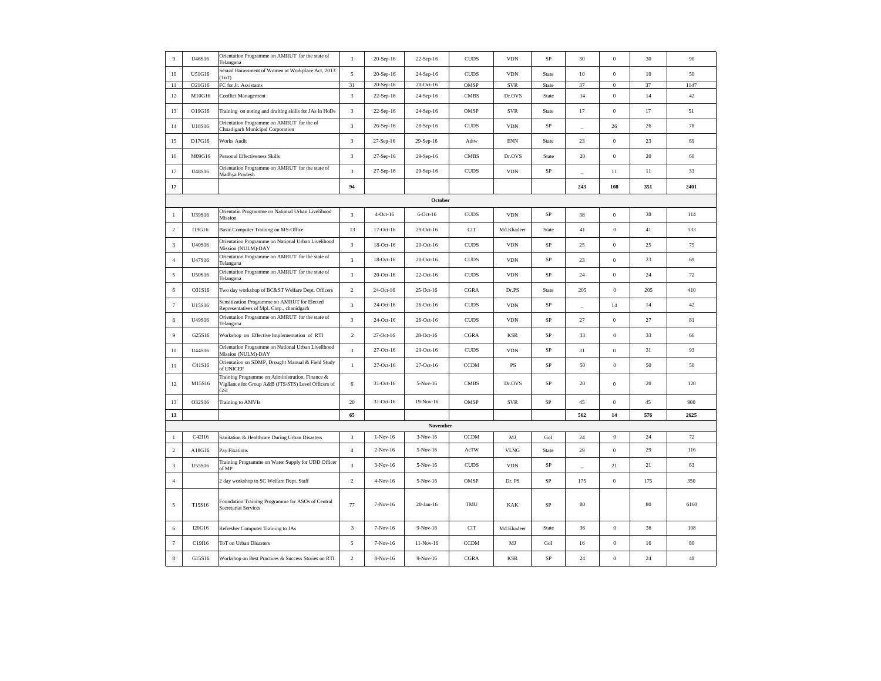| | | | | | | | | | | | | |
|---|---|---|---|---|---|---|---|---|---|---|---|---|
| 9 | U46S16 | Orientation Programme on AMRUT for the state of Telangana | 3 | 20-Sep-16 | 22-Sep-16 | CUDS | VDN | SP | 30 | 0 | 30 | 90 |
| 10 | U51G16 | Sexual Harassment of Women at Workplace Act, 2013 (ToT) | 5 | 20-Sep-16 | 24-Sep-16 | CUDS | VDN | State | 10 | 0 | 10 | 50 |
| 11 | O21G16 | FC for Jr. Assistants | 31 | 20-Sep-16 | 20-Oct-16 | OMSP | SVR | State | 37 | 0 | 37 | 1147 |
| 12 | M10G16 | Conflict Management | 3 | 22-Sep-16 | 24-Sep-16 | CMBS | Dr.OVS | State | 14 | 0 | 14 | 42 |
| 13 | O19G16 | Training on noting and drafting skills for JAs in HoDs | 3 | 22-Sep-16 | 24-Sep-16 | OMSP | SVR | State | 17 | 0 | 17 | 51 |
| 14 | U18S16 | Orientation Programme on AMRUT for the of Chnadigarh Municipal Corporation | 3 | 26-Sep-16 | 28-Sep-16 | CUDS | VDN | SP | _ | 26 | 26 | 78 |
| 15 | D17G16 | Works Audit | 3 | 27-Sep-16 | 29-Sep-16 | Adtw | ENN | State | 23 | 0 | 23 | 69 |
| 16 | M09G16 | Personal Effectiveness Skills | 3 | 27-Sep-16 | 29-Sep-16 | CMBS | Dr.OVS | State | 20 | 0 | 20 | 60 |
| 17 | U48S16 | Orientation Programme on AMRUT for the state of Madhya Pradesh | 3 | 27-Sep-16 | 29-Sep-16 | CUDS | VDN | SP | _ | 11 | 11 | 33 |
| **17** | | | **94** | | | | | | **243** | **108** | **351** | **2401** |
| | | | | | **October** | | | | | | | |
| 1 | U39S16 | Orientatin Programme on National Urban Livelihood Mission | 3 | 4-Oct-16 | 6-Oct-16 | CUDS | VDN | SP | 38 | 0 | 38 | 114 |
| 2 | I19G16 | Basic Computer Training on MS-Office | 13 | 17-Oct-16 | 29-Oct-16 | CIT | Md.Khadeer | State | 41 | 0 | 41 | 533 |
| 3 | U40S16 | Orientation Programme on National Urban Livelihood Mission (NULM)-DAY | 3 | 18-Oct-16 | 20-Oct-16 | CUDS | VDN | SP | 25 | 0 | 25 | 75 |
| 4 | U47S16 | Orientation Programme on AMRUT for the state of Telangana | 3 | 18-Oct-16 | 20-Oct-16 | CUDS | VDN | SP | 23 | 0 | 23 | 69 |
| 5 | U50S16 | Orientation Programme on AMRUT for the state of Telangana | 3 | 20-Oct-16 | 22-Oct-16 | CUDS | VDN | SP | 24 | 0 | 24 | 72 |
| 6 | O31S16 | Two day workshop of BC&ST Welfare Dept. Officers | 2 | 24-Oct-16 | 25-Oct-16 | CGRA | Dr.PS | State | 205 | 0 | 205 | 410 |
| 7 | U15S16 | Sensitization Programme on AMRUT for Elected Representatives of Mpl. Corp., chanidgarh | 3 | 24-Oct-16 | 26-Oct-16 | CUDS | VDN | SP | _ | 14 | 14 | 42 |
| 8 | U49S16 | Orientation Programme on AMRUT for the state of Telangana | 3 | 24-Oct-16 | 26-Oct-16 | CUDS | VDN | SP | 27 | 0 | 27 | 81 |
| 9 | G25S16 | Workshop on Effective Implementation of RTI | 2 | 27-Oct-16 | 28-Oct-16 | CGRA | KSR | SP | 33 | 0 | 33 | 66 |
| 10 | U44S16 | Orientation Programme on National Urban Livelihood Mission (NULM)-DAY | 3 | 27-Oct-16 | 29-Oct-16 | CUDS | VDN | SP | 31 | 0 | 31 | 93 |
| 11 | C41S16 | Orientation on SDMP, Drought Manual & Field Study of UNICEF | 1 | 27-Oct-16 | 27-Oct-16 | CCDM | PS | SP | 50 | 0 | 50 | 50 |
| 12 | M15S16 | Training Programme on Administration, Finance & Vigilance for Group A&B (JTS/STS) Level Officers of GSI | 6 | 31-Oct-16 | 5-Nov-16 | CMBS | Dr.OVS | SP | 20 | 0 | 20 | 120 |
| 13 | O32S16 | Training to AMVIs | 20 | 31-Oct-16 | 19-Nov-16 | OMSP | SVR | SP | 45 | 0 | 45 | 900 |
| **13** | | | **65** | | | | | | **562** | **14** | **576** | **2625** |
| | | | | | **November** | | | | | | | |
| 1 | C42I16 | Sanitation & Healthcare During Urban Disasters | 3 | 1-Nov-16 | 3-Nov-16 | CCDM | MJ | GoI | 24 | 0 | 24 | 72 |
| 2 | A18G16 | Pay Fixations | 4 | 2-Nov-16 | 5-Nov-16 | AcTW | VLNG | State | 29 | 0 | 29 | 116 |
| 3 | U55S16 | Training Programme on Water Supply for UDD Officer of MP | 3 | 3-Nov-16 | 5-Nov-16 | CUDS | VDN | SP | _ | 21 | 21 | 63 |
| 4 | | 2 day workshop to SC Welfare Dept. Staff | 2 | 4-Nov-16 | 5-Nov-16 | OMSP | Dr. PS | SP | 175 | 0 | 175 | 350 |
| 5 | T15S16 | Foundation Training Programme for ASOs of Central Secretariat Services | 77 | 7-Nov-16 | 20-Jan-16 | TMU | KAK | SP | 80 | | 80 | 6160 |
| 6 | I20G16 | Refresher Computer Training to JAs | 3 | 7-Nov-16 | 9-Nov-16 | CIT | Md.Khadeer | State | 36 | 0 | 36 | 108 |
| 7 | C19I16 | ToT on Urban Disasters | 5 | 7-Nov-16 | 11-Nov-16 | CCDM | MJ | GoI | 16 | 0 | 16 | 80 |
| 8 | G15S16 | Workshop on Best Practices & Success Stories on RTI | 2 | 8-Nov-16 | 9-Nov-16 | CGRA | KSR | SP | 24 | 0 | 24 | 48 |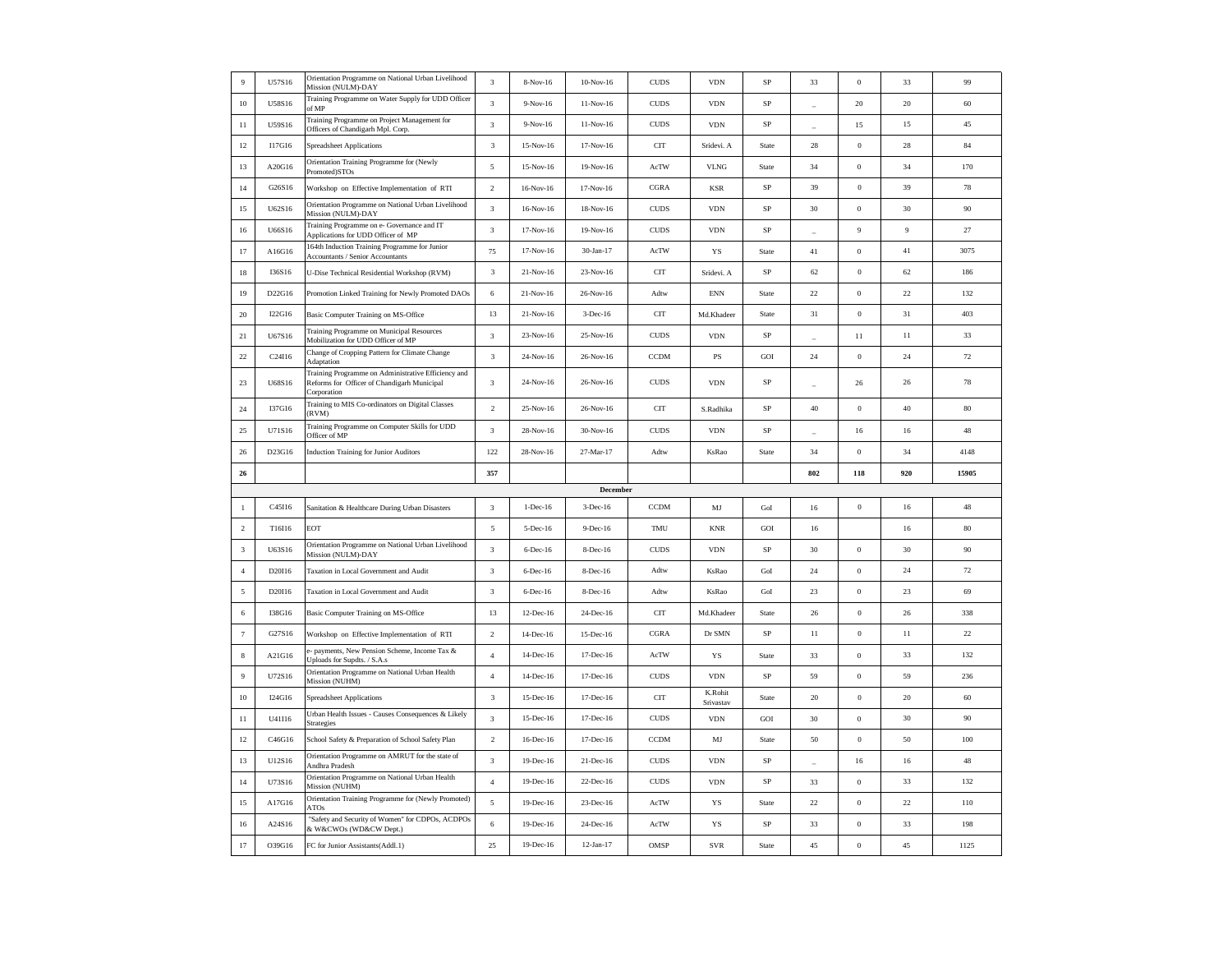| 9 | U57S16 | Orientation Programme on National Urban Livelihood Mission (NULM)-DAY | 3 | 8-Nov-16 | 10-Nov-16 | CUDS | VDN | SP | 33 | 0 | 33 | 99 |
|---|---|---|---|---|---|---|---|---|---|---|---|---|
| 10 | U58S16 | Training Programme on Water Supply for UDD Officer of MP | 3 | 9-Nov-16 | 11-Nov-16 | CUDS | VDN | SP | _ | 20 | 20 | 60 |
| 11 | U59S16 | Training Programme on Project Management for Officers of Chandigarh Mpl. Corp. | 3 | 9-Nov-16 | 11-Nov-16 | CUDS | VDN | SP | _ | 15 | 15 | 45 |
| 12 | I17G16 | Spreadsheet Applications | 3 | 15-Nov-16 | 17-Nov-16 | CIT | Sridevi. A | State | 28 | 0 | 28 | 84 |
| 13 | A20G16 | Orientation Training Programme for (Newly Promoted)STOs | 5 | 15-Nov-16 | 19-Nov-16 | AcTW | VLNG | State | 34 | 0 | 34 | 170 |
| 14 | G26S16 | Workshop on Effective Implementation of RTI | 2 | 16-Nov-16 | 17-Nov-16 | CGRA | KSR | SP | 39 | 0 | 39 | 78 |
| 15 | U62S16 | Orientation Programme on National Urban Livelihood Mission (NULM)-DAY | 3 | 16-Nov-16 | 18-Nov-16 | CUDS | VDN | SP | 30 | 0 | 30 | 90 |
| 16 | U66S16 | Training Programme on e- Governance and IT Applications for UDD Officer of MP | 3 | 17-Nov-16 | 19-Nov-16 | CUDS | VDN | SP | _ | 9 | 9 | 27 |
| 17 | A16G16 | 164th Induction Training Programme for Junior Accountants / Senior Accountants | 75 | 17-Nov-16 | 30-Jan-17 | AcTW | YS | State | 41 | 0 | 41 | 3075 |
| 18 | I36S16 | U-Dise Technical Residential Workshop (RVM) | 3 | 21-Nov-16 | 23-Nov-16 | CIT | Sridevi. A | SP | 62 | 0 | 62 | 186 |
| 19 | D22G16 | Promotion Linked Training for Newly Promoted DAOs | 6 | 21-Nov-16 | 26-Nov-16 | Adtw | ENN | State | 22 | 0 | 22 | 132 |
| 20 | I22G16 | Basic Computer Training on MS-Office | 13 | 21-Nov-16 | 3-Dec-16 | CIT | Md.Khadeer | State | 31 | 0 | 31 | 403 |
| 21 | U67S16 | Training Programme on Municipal Resources Mobilization for UDD Officer of MP | 3 | 23-Nov-16 | 25-Nov-16 | CUDS | VDN | SP | _ | 11 | 11 | 33 |
| 22 | C24I16 | Change of Cropping Pattern for Climate Change Adaptation | 3 | 24-Nov-16 | 26-Nov-16 | CCDM | PS | GOI | 24 | 0 | 24 | 72 |
| 23 | U68S16 | Training Programme on Administrative Efficiency and Reforms for Officer of Chandigarh Municipal Corporation | 3 | 24-Nov-16 | 26-Nov-16 | CUDS | VDN | SP | _ | 26 | 26 | 78 |
| 24 | I37G16 | Training to MIS Co-ordinators on Digital Classes (RVM) | 2 | 25-Nov-16 | 26-Nov-16 | CIT | S.Radhika | SP | 40 | 0 | 40 | 80 |
| 25 | U71S16 | Training Programme on Computer Skills for UDD Officer of MP | 3 | 28-Nov-16 | 30-Nov-16 | CUDS | VDN | SP | _ | 16 | 16 | 48 |
| 26 | D23G16 | Induction Training for Junior Auditors | 122 | 28-Nov-16 | 27-Mar-17 | Adtw | KsRao | State | 34 | 0 | 34 | 4148 |
| **26** | | | **357** | | | | | | **802** | **118** | **920** | **15905** |
| | | | | | **December** | | | | | | | |
| 1 | C45I16 | Sanitation & Healthcare During Urban Disasters | 3 | 1-Dec-16 | 3-Dec-16 | CCDM | MJ | GoI | 16 | 0 | 16 | 48 |
| 2 | T16I16 | EOT | 5 | 5-Dec-16 | 9-Dec-16 | TMU | KNR | GOI | 16 | | 16 | 80 |
| 3 | U63S16 | Orientation Programme on National Urban Livelihood Mission (NULM)-DAY | 3 | 6-Dec-16 | 8-Dec-16 | CUDS | VDN | SP | 30 | 0 | 30 | 90 |
| 4 | D20I16 | Taxation in Local Government and Audit | 3 | 6-Dec-16 | 8-Dec-16 | Adtw | KsRao | GoI | 24 | 0 | 24 | 72 |
| 5 | D20I16 | Taxation in Local Government and Audit | 3 | 6-Dec-16 | 8-Dec-16 | Adtw | KsRao | GoI | 23 | 0 | 23 | 69 |
| 6 | I38G16 | Basic Computer Training on MS-Office | 13 | 12-Dec-16 | 24-Dec-16 | CIT | Md.Khadeer | State | 26 | 0 | 26 | 338 |
| 7 | G27S16 | Workshop on Effective Implementation of RTI | 2 | 14-Dec-16 | 15-Dec-16 | CGRA | Dr SMN | SP | 11 | 0 | 11 | 22 |
| 8 | A21G16 | e- payments, New Pension Scheme, Income Tax & Uploads for Supdts. / S.A.s | 4 | 14-Dec-16 | 17-Dec-16 | AcTW | YS | State | 33 | 0 | 33 | 132 |
| 9 | U72S16 | Orientation Programme on National Urban Health Mission (NUHM) | 4 | 14-Dec-16 | 17-Dec-16 | CUDS | VDN | SP | 59 | 0 | 59 | 236 |
| 10 | I24G16 | Spreadsheet Applications | 3 | 15-Dec-16 | 17-Dec-16 | CIT | K.Rohit Srivastav | State | 20 | 0 | 20 | 60 |
| 11 | U41I16 | Urban Health Issues - Causes Consequences & Likely Strategies | 3 | 15-Dec-16 | 17-Dec-16 | CUDS | VDN | GOI | 30 | 0 | 30 | 90 |
| 12 | C46G16 | School Safety & Preparation of School Safety Plan | 2 | 16-Dec-16 | 17-Dec-16 | CCDM | MJ | State | 50 | 0 | 50 | 100 |
| 13 | U12S16 | Orientation Programme on AMRUT for the state of Andhra Pradesh | 3 | 19-Dec-16 | 21-Dec-16 | CUDS | VDN | SP | _ | 16 | 16 | 48 |
| 14 | U73S16 | Orientation Programme on National Urban Health Mission (NUHM) | 4 | 19-Dec-16 | 22-Dec-16 | CUDS | VDN | SP | 33 | 0 | 33 | 132 |
| 15 | A17G16 | Orientation Training Programme for (Newly Promoted) ATOs | 5 | 19-Dec-16 | 23-Dec-16 | AcTW | YS | State | 22 | 0 | 22 | 110 |
| 16 | A24S16 | "Safety and Security of Women" for CDPOs, ACDPOs & W&CWOs (WD&CW Dept.) | 6 | 19-Dec-16 | 24-Dec-16 | AcTW | YS | SP | 33 | 0 | 33 | 198 |
| 17 | O39G16 | FC for Junior Assistants(Addl.1) | 25 | 19-Dec-16 | 12-Jan-17 | OMSP | SVR | State | 45 | 0 | 45 | 1125 |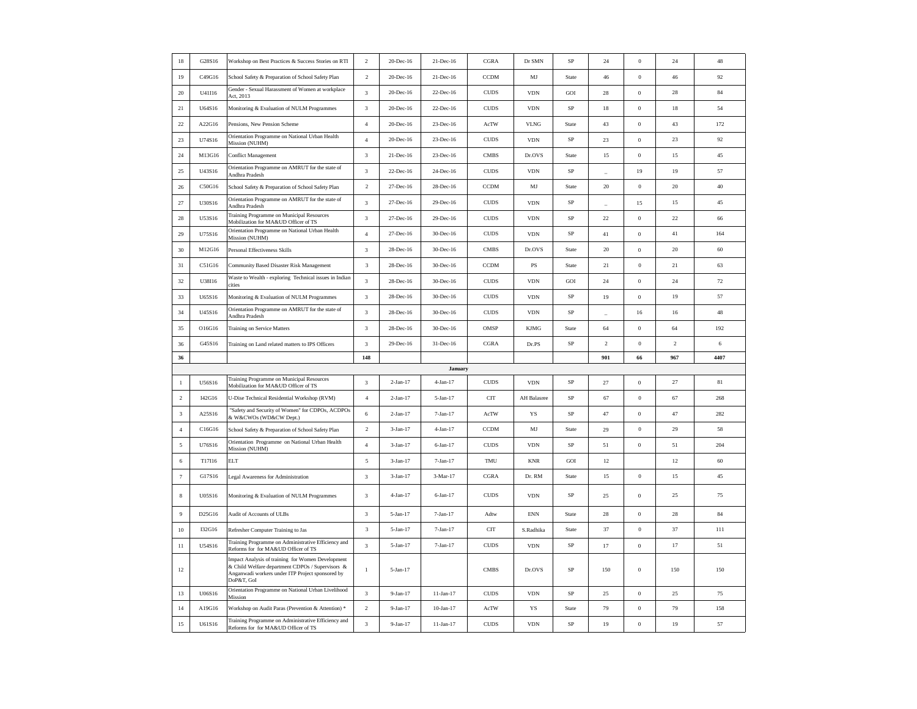| | | | | | | | | | | | | |
|---|---|---|---|---|---|---|---|---|---|---|---|---|
| 18 | G28S16 | Workshop on Best Practices & Success Stories on RTI | 2 | 20-Dec-16 | 21-Dec-16 | CGRA | Dr SMN | SP | 24 | 0 | 24 | 48 |
| 19 | C49G16 | School Safety & Preparation of School Safety Plan | 2 | 20-Dec-16 | 21-Dec-16 | CCDM | MJ | State | 46 | 0 | 46 | 92 |
| 20 | U41I16 | Gender - Sexual Harassment of Women at workplace Act, 2013 | 3 | 20-Dec-16 | 22-Dec-16 | CUDS | VDN | GOI | 28 | 0 | 28 | 84 |
| 21 | U64S16 | Monitoring & Evaluation of NULM Programmes | 3 | 20-Dec-16 | 22-Dec-16 | CUDS | VDN | SP | 18 | 0 | 18 | 54 |
| 22 | A22G16 | Pensions, New Pension Scheme | 4 | 20-Dec-16 | 23-Dec-16 | AcTW | VLNG | State | 43 | 0 | 43 | 172 |
| 23 | U74S16 | Orientation Programme on National Urban Health Mission (NUHM) | 4 | 20-Dec-16 | 23-Dec-16 | CUDS | VDN | SP | 23 | 0 | 23 | 92 |
| 24 | M13G16 | Conflict Management | 3 | 21-Dec-16 | 23-Dec-16 | CMBS | Dr.OVS | State | 15 | 0 | 15 | 45 |
| 25 | U43S16 | Orientation Programme on AMRUT for the state of Andhra Pradesh | 3 | 22-Dec-16 | 24-Dec-16 | CUDS | VDN | SP | _ | 19 | 19 | 57 |
| 26 | C50G16 | School Safety & Preparation of School Safety Plan | 2 | 27-Dec-16 | 28-Dec-16 | CCDM | MJ | State | 20 | 0 | 20 | 40 |
| 27 | U30S16 | Orientation Programme on AMRUT for the state of Andhra Pradesh | 3 | 27-Dec-16 | 29-Dec-16 | CUDS | VDN | SP | _ | 15 | 15 | 45 |
| 28 | U53S16 | Training Programme on Municipal Resources Mobilization for MA&UD Officer of TS | 3 | 27-Dec-16 | 29-Dec-16 | CUDS | VDN | SP | 22 | 0 | 22 | 66 |
| 29 | U75S16 | Orientation Programme on National Urban Health Mission (NUHM) | 4 | 27-Dec-16 | 30-Dec-16 | CUDS | VDN | SP | 41 | 0 | 41 | 164 |
| 30 | M12G16 | Personal Effectiveness Skills | 3 | 28-Dec-16 | 30-Dec-16 | CMBS | Dr.OVS | State | 20 | 0 | 20 | 60 |
| 31 | C51G16 | Community Based Disaster Risk Management | 3 | 28-Dec-16 | 30-Dec-16 | CCDM | PS | State | 21 | 0 | 21 | 63 |
| 32 | U38I16 | Waste to Wealth - exploring Technical issues in Indian cities | 3 | 28-Dec-16 | 30-Dec-16 | CUDS | VDN | GOI | 24 | 0 | 24 | 72 |
| 33 | U65S16 | Monitoring & Evaluation of NULM Programmes | 3 | 28-Dec-16 | 30-Dec-16 | CUDS | VDN | SP | 19 | 0 | 19 | 57 |
| 34 | U45S16 | Orientation Programme on AMRUT for the state of Andhra Pradesh | 3 | 28-Dec-16 | 30-Dec-16 | CUDS | VDN | SP | _ | 16 | 16 | 48 |
| 35 | O16G16 | Training on Service Matters | 3 | 28-Dec-16 | 30-Dec-16 | OMSP | KJMG | State | 64 | 0 | 64 | 192 |
| 36 | G45S16 | Training on Land related matters to IPS Officers | 3 | 29-Dec-16 | 31-Dec-16 | CGRA | Dr.PS | SP | 2 | 0 | 2 | 6 |
| **36** | | | **148** | | | | | | **901** | **66** | **967** | **4407** |
| | | | | | **January** | | | | | | | |
| 1 | U56S16 | Training Programme on Municipal Resources Mobilization for MA&UD Officer of TS | 3 | 2-Jan-17 | 4-Jan-17 | CUDS | VDN | SP | 27 | 0 | 27 | 81 |
| 2 | I42G16 | U-Dise Technical Residential Workshop (RVM) | 4 | 2-Jan-17 | 5-Jan-17 | CIT | AH Balasree | SP | 67 | 0 | 67 | 268 |
| 3 | A25S16 | "Safety and Security of Women" for CDPOs, ACDPOs & W&CWOs (WD&CW Dept.) | 6 | 2-Jan-17 | 7-Jan-17 | AcTW | YS | SP | 47 | 0 | 47 | 282 |
| 4 | C16G16 | School Safety & Preparation of School Safety Plan | 2 | 3-Jan-17 | 4-Jan-17 | CCDM | MJ | State | 29 | 0 | 29 | 58 |
| 5 | U76S16 | Orientation Programme on National Urban Health Mission (NUHM) | 4 | 3-Jan-17 | 6-Jan-17 | CUDS | VDN | SP | 51 | 0 | 51 | 204 |
| 6 | T17I16 | ELT | 5 | 3-Jan-17 | 7-Jan-17 | TMU | KNR | GOI | 12 | | 12 | 60 |
| 7 | G17S16 | Legal Awareness for Administration | 3 | 3-Jan-17 | 3-Mar-17 | CGRA | Dr. RM | State | 15 | 0 | 15 | 45 |
| 8 | U05S16 | Monitoring & Evaluation of NULM Programmes | 3 | 4-Jan-17 | 6-Jan-17 | CUDS | VDN | SP | 25 | 0 | 25 | 75 |
| 9 | D25G16 | Audit of Accounts of ULBs | 3 | 5-Jan-17 | 7-Jan-17 | Adtw | ENN | State | 28 | 0 | 28 | 84 |
| 10 | I32G16 | Refresher Computer Training to Jas | 3 | 5-Jan-17 | 7-Jan-17 | CIT | S.Radhika | State | 37 | 0 | 37 | 111 |
| 11 | U54S16 | Training Programme on Administrative Efficiency and Reforms for for MA&UD Officer of TS | 3 | 5-Jan-17 | 7-Jan-17 | CUDS | VDN | SP | 17 | 0 | 17 | 51 |
| 12 | | Impact Analysis of training for Women Development & Child Welfare department CDPOs / Supervisors & Anganwadi workers under ITP Project sponsored by DoP&T, GoI | 1 | 5-Jan-17 | | CMBS | Dr.OVS | SP | 150 | 0 | 150 | 150 |
| 13 | U06S16 | Orientation Programme on National Urban Livelihood Mission | 3 | 9-Jan-17 | 11-Jan-17 | CUDS | VDN | SP | 25 | 0 | 25 | 75 |
| 14 | A19G16 | Workshop on Audit Paras (Prevention & Attention) * | 2 | 9-Jan-17 | 10-Jan-17 | AcTW | YS | State | 79 | 0 | 79 | 158 |
| 15 | U61S16 | Training Programme on Administrative Efficiency and Reforms for for MA&UD Officer of TS | 3 | 9-Jan-17 | 11-Jan-17 | CUDS | VDN | SP | 19 | 0 | 19 | 57 |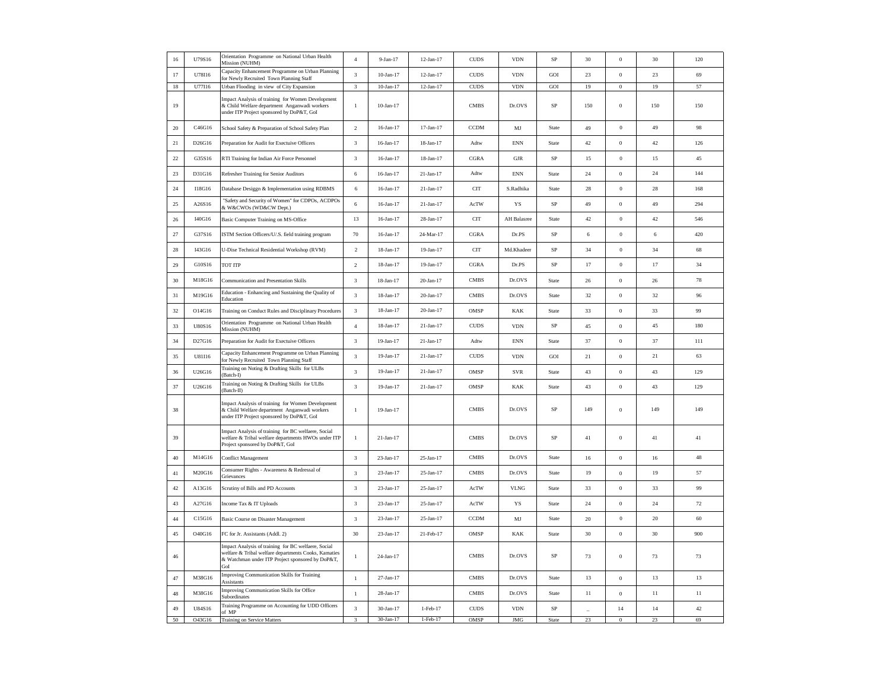| 16 | U79S16 | Orientation Programme on National Urban Health Mission (NUHM) | 4 | 9-Jan-17 | 12-Jan-17 | CUDS | VDN | SP | 30 | 0 | 30 | 120 |
|---|---|---|---|---|---|---|---|---|---|---|---|---|
| 17 | U78I16 | Capacity Enhancement Programme on Urban Planning for Newly Recruited Town Planning Staff | 3 | 10-Jan-17 | 12-Jan-17 | CUDS | VDN | GOI | 23 | 0 | 23 | 69 |
| 18 | U77I16 | Urban Flooding in view of City Expansion | 3 | 10-Jan-17 | 12-Jan-17 | CUDS | VDN | GOI | 19 | 0 | 19 | 57 |
| 19 | | Impact Analysis of training for Women Development & Child Welfare department Anganwadi workers under ITP Project sponsored by DoP&T, GoI | 1 | 10-Jan-17 | | CMBS | Dr.OVS | SP | 150 | 0 | 150 | 150 |
| 20 | C46G16 | School Safety & Preparation of School Safety Plan | 2 | 16-Jan-17 | 17-Jan-17 | CCDM | MJ | State | 49 | 0 | 49 | 98 |
| 21 | D26G16 | Preparation for Audit for Exectuive Officers | 3 | 16-Jan-17 | 18-Jan-17 | Adtw | ENN | State | 42 | 0 | 42 | 126 |
| 22 | G35S16 | RTI Training for Indian Air Force Personnel | 3 | 16-Jan-17 | 18-Jan-17 | CGRA | GJR | SP | 15 | 0 | 15 | 45 |
| 23 | D31G16 | Refresher Training for Senior Auditors | 6 | 16-Jan-17 | 21-Jan-17 | Adtw | ENN | State | 24 | 0 | 24 | 144 |
| 24 | I18G16 | Database Desiggn & Implementation using RDBMS | 6 | 16-Jan-17 | 21-Jan-17 | CIT | S.Radhika | State | 28 | 0 | 28 | 168 |
| 25 | A26S16 | "Safety and Security of Women" for CDPOs, ACDPOs & W&CWOs (WD&CW Dept.) | 6 | 16-Jan-17 | 21-Jan-17 | AcTW | YS | SP | 49 | 0 | 49 | 294 |
| 26 | I40G16 | Basic Computer Training on MS-Office | 13 | 16-Jan-17 | 28-Jan-17 | CIT | AH Balasree | State | 42 | 0 | 42 | 546 |
| 27 | G37S16 | ISTM Section Officers/U/.S. field training program | 70 | 16-Jan-17 | 24-Mar-17 | CGRA | Dr.PS | SP | 6 | 0 | 6 | 420 |
| 28 | I43G16 | U-Dise Technical Residential Workshop (RVM) | 2 | 18-Jan-17 | 19-Jan-17 | CIT | Md.Khadeer | SP | 34 | 0 | 34 | 68 |
| 29 | G10S16 | TOT ITP | 2 | 18-Jan-17 | 19-Jan-17 | CGRA | Dr.PS | SP | 17 | 0 | 17 | 34 |
| 30 | M18G16 | Communication and Presentation Skills | 3 | 18-Jan-17 | 20-Jan-17 | CMBS | Dr.OVS | State | 26 | 0 | 26 | 78 |
| 31 | M19G16 | Education - Enhancing and Sustaining the Quality of Education | 3 | 18-Jan-17 | 20-Jan-17 | CMBS | Dr.OVS | State | 32 | 0 | 32 | 96 |
| 32 | O14G16 | Training on Conduct Rules and Disciplinary Procedures | 3 | 18-Jan-17 | 20-Jan-17 | OMSP | KAK | State | 33 | 0 | 33 | 99 |
| 33 | U80S16 | Orientation Programme on National Urban Health Mission (NUHM) | 4 | 18-Jan-17 | 21-Jan-17 | CUDS | VDN | SP | 45 | 0 | 45 | 180 |
| 34 | D27G16 | Preparation for Audit for Exectuive Officers | 3 | 19-Jan-17 | 21-Jan-17 | Adtw | ENN | State | 37 | 0 | 37 | 111 |
| 35 | U81I16 | Capacity Enhancement Programme on Urban Planning for Newly Recruited Town Planning Staff | 3 | 19-Jan-17 | 21-Jan-17 | CUDS | VDN | GOI | 21 | 0 | 21 | 63 |
| 36 | U26G16 | Training on Noting & Drafting Skills for ULBs (Batch-I) | 3 | 19-Jan-17 | 21-Jan-17 | OMSP | SVR | State | 43 | 0 | 43 | 129 |
| 37 | U26G16 | Training on Noting & Drafting Skills for ULBs (Batch-II) | 3 | 19-Jan-17 | 21-Jan-17 | OMSP | KAK | State | 43 | 0 | 43 | 129 |
| 38 | | Impact Analysis of training for Women Development & Child Welfare department Anganwadi workers under ITP Project sponsored by DoP&T, GoI | 1 | 19-Jan-17 | | CMBS | Dr.OVS | SP | 149 | 0 | 149 | 149 |
| 39 | | Impact Analysis of training for BC welfaere, Social welfare & Tribal welfare departments HWOs under ITP Project sponsored by DoP&T, GoI | 1 | 21-Jan-17 | | CMBS | Dr.OVS | SP | 41 | 0 | 41 | 41 |
| 40 | M14G16 | Conflict Management | 3 | 23-Jan-17 | 25-Jan-17 | CMBS | Dr.OVS | State | 16 | 0 | 16 | 48 |
| 41 | M20G16 | Consumer Rights - Awareness & Redressal of Grievances | 3 | 23-Jan-17 | 25-Jan-17 | CMBS | Dr.OVS | State | 19 | 0 | 19 | 57 |
| 42 | A13G16 | Scrutiny of Bills and PD Accounts | 3 | 23-Jan-17 | 25-Jan-17 | AcTW | VLNG | State | 33 | 0 | 33 | 99 |
| 43 | A27G16 | Income Tax & IT Uploads | 3 | 23-Jan-17 | 25-Jan-17 | AcTW | YS | State | 24 | 0 | 24 | 72 |
| 44 | C15G16 | Basic Course on Disaster Management | 3 | 23-Jan-17 | 25-Jan-17 | CCDM | MJ | State | 20 | 0 | 20 | 60 |
| 45 | O40G16 | FC for Jr. Assistants (Addl. 2) | 30 | 23-Jan-17 | 21-Feb-17 | OMSP | KAK | State | 30 | 0 | 30 | 900 |
| 46 | | Impact Analysis of training for BC welfaere, Social welfare & Tribal welfare departments Cooks, Kamaties & Watchman under ITP Project sponsored by DoP&T, GoI | 1 | 24-Jan-17 | | CMBS | Dr.OVS | SP | 73 | 0 | 73 | 73 |
| 47 | M38G16 | Improving Communication Skills for Training Assistants | 1 | 27-Jan-17 | | CMBS | Dr.OVS | State | 13 | 0 | 13 | 13 |
| 48 | M38G16 | Improving Communication Skills for Office Subordinates | 1 | 28-Jan-17 | | CMBS | Dr.OVS | State | 11 | 0 | 11 | 11 |
| 49 | U84S16 | Training Programme on Accounting for UDD Officers of MP | 3 | 30-Jan-17 | 1-Feb-17 | CUDS | VDN | SP | _ | 14 | 14 | 42 |
| 50 | O43G16 | Training on Service Matters | 3 | 30-Jan-17 | 1-Feb-17 | OMSP | JMG | State | 23 | 0 | 23 | 69 |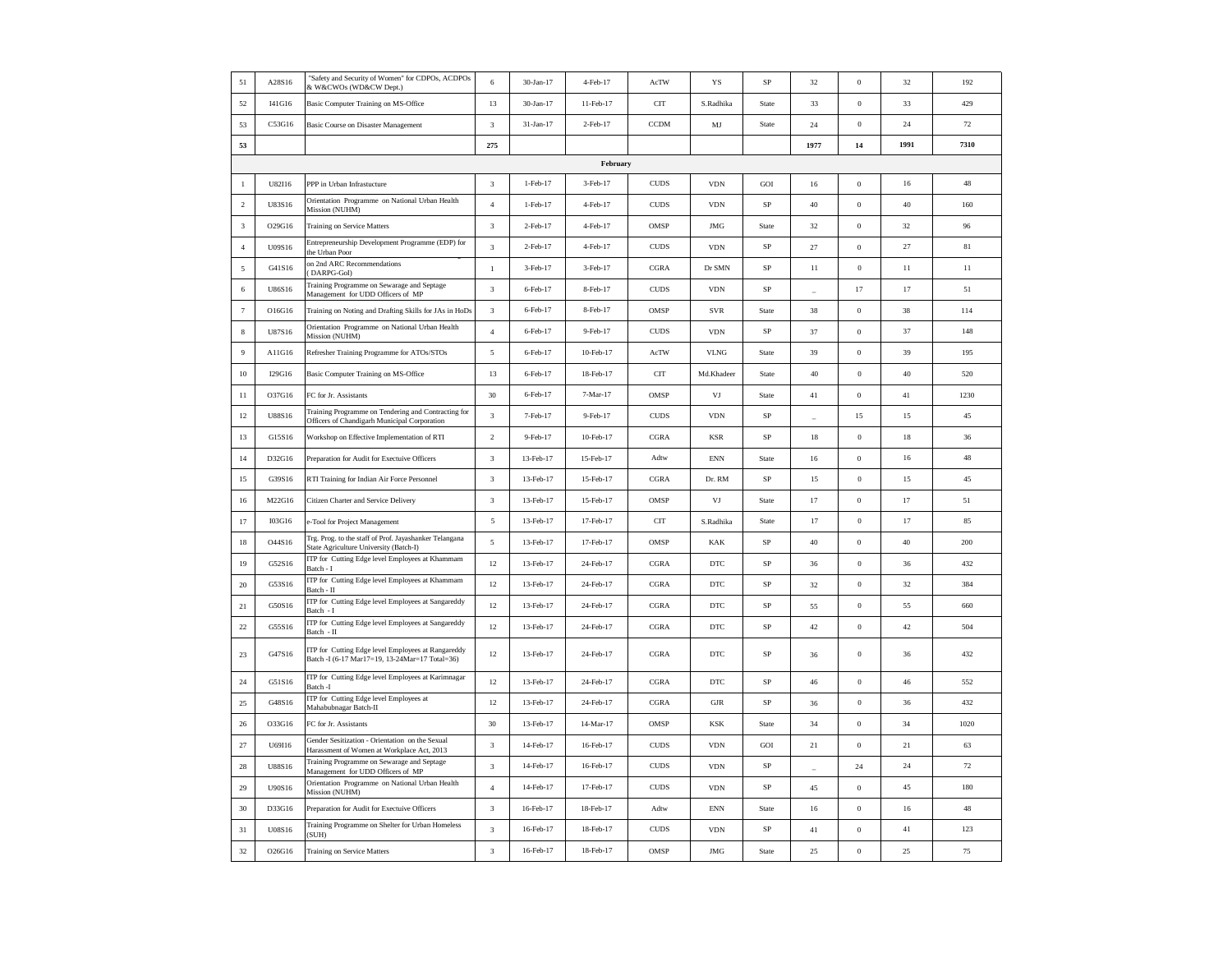| | | | | | | | | | | | | |
|---|---|---|---|---|---|---|---|---|---|---|---|---|
| 51 | A28S16 | "Safety and Security of Women" for CDPOs, ACDPOs & W&CWOs (WD&CW Dept.) | 6 | 30-Jan-17 | 4-Feb-17 | AcTW | YS | SP | 32 | 0 | 32 | 192 |
| 52 | I41G16 | Basic Computer Training on MS-Office | 13 | 30-Jan-17 | 11-Feb-17 | CIT | S.Radhika | State | 33 | 0 | 33 | 429 |
| 53 | C53G16 | Basic Course on Disaster Management | 3 | 31-Jan-17 | 2-Feb-17 | CCDM | MJ | State | 24 | 0 | 24 | 72 |
| **53** | | | **275** | | | | | | **1977** | **14** | **1991** | **7310** |
| | | | | | **February** | | | | | | | |
| 1 | U82I16 | PPP in Urban Infrastucture | 3 | 1-Feb-17 | 3-Feb-17 | CUDS | VDN | GOI | 16 | 0 | 16 | 48 |
| 2 | U83S16 | Orientation Programme on National Urban Health Mission (NUHM) | 4 | 1-Feb-17 | 4-Feb-17 | CUDS | VDN | SP | 40 | 0 | 40 | 160 |
| 3 | O29G16 | Training on Service Matters | 3 | 2-Feb-17 | 4-Feb-17 | OMSP | JMG | State | 32 | 0 | 32 | 96 |
| 4 | U09S16 | Entrepreneurship Development Programme (EDP) for the Urban Poor | 3 | 2-Feb-17 | 4-Feb-17 | CUDS | VDN | SP | 27 | 0 | 27 | 81 |
| 5 | G41S16 | on 2nd ARC Recommendations ( DARPG-GoI) | 1 | 3-Feb-17 | 3-Feb-17 | CGRA | Dr SMN | SP | 11 | 0 | 11 | 11 |
| 6 | U86S16 | Training Programme on Sewarage and Septage Management for UDD Officers of MP | 3 | 6-Feb-17 | 8-Feb-17 | CUDS | VDN | SP | _ | 17 | 17 | 51 |
| 7 | O16G16 | Training on Noting and Drafting Skills for JAs in HoDs | 3 | 6-Feb-17 | 8-Feb-17 | OMSP | SVR | State | 38 | 0 | 38 | 114 |
| 8 | U87S16 | Orientation Programme on National Urban Health Mission (NUHM) | 4 | 6-Feb-17 | 9-Feb-17 | CUDS | VDN | SP | 37 | 0 | 37 | 148 |
| 9 | A11G16 | Refresher Training Programme for ATOs/STOs | 5 | 6-Feb-17 | 10-Feb-17 | AcTW | VLNG | State | 39 | 0 | 39 | 195 |
| 10 | I29G16 | Basic Computer Training on MS-Office | 13 | 6-Feb-17 | 18-Feb-17 | CIT | Md.Khadeer | State | 40 | 0 | 40 | 520 |
| 11 | O37G16 | FC for Jr. Assistants | 30 | 6-Feb-17 | 7-Mar-17 | OMSP | VJ | State | 41 | 0 | 41 | 1230 |
| 12 | U88S16 | Training Programme on Tendering and Contracting for Officers of Chandigarh Municipal Corporation | 3 | 7-Feb-17 | 9-Feb-17 | CUDS | VDN | SP | _ | 15 | 15 | 45 |
| 13 | G15S16 | Workshop on Effective Implementation of RTI | 2 | 9-Feb-17 | 10-Feb-17 | CGRA | KSR | SP | 18 | 0 | 18 | 36 |
| 14 | D32G16 | Preparation for Audit for Exectuive Officers | 3 | 13-Feb-17 | 15-Feb-17 | Adtw | ENN | State | 16 | 0 | 16 | 48 |
| 15 | G39S16 | RTI Training for Indian Air Force Personnel | 3 | 13-Feb-17 | 15-Feb-17 | CGRA | Dr. RM | SP | 15 | 0 | 15 | 45 |
| 16 | M22G16 | Citizen Charter and Service Delivery | 3 | 13-Feb-17 | 15-Feb-17 | OMSP | VJ | State | 17 | 0 | 17 | 51 |
| 17 | I03G16 | e-Tool for Project Management | 5 | 13-Feb-17 | 17-Feb-17 | CIT | S.Radhika | State | 17 | 0 | 17 | 85 |
| 18 | O44S16 | Trg. Prog. to the staff of Prof. Jayashanker Telangana State Agriculture University (Batch-I) | 5 | 13-Feb-17 | 17-Feb-17 | OMSP | KAK | SP | 40 | 0 | 40 | 200 |
| 19 | G52S16 | ITP for Cutting Edge level Employees at Khammam Batch - I | 12 | 13-Feb-17 | 24-Feb-17 | CGRA | DTC | SP | 36 | 0 | 36 | 432 |
| 20 | G53S16 | ITP for Cutting Edge level Employees at Khammam Batch - II | 12 | 13-Feb-17 | 24-Feb-17 | CGRA | DTC | SP | 32 | 0 | 32 | 384 |
| 21 | G50S16 | ITP for Cutting Edge level Employees at Sangareddy Batch - I | 12 | 13-Feb-17 | 24-Feb-17 | CGRA | DTC | SP | 55 | 0 | 55 | 660 |
| 22 | G55S16 | ITP for Cutting Edge level Employees at Sangareddy Batch - II | 12 | 13-Feb-17 | 24-Feb-17 | CGRA | DTC | SP | 42 | 0 | 42 | 504 |
| 23 | G47S16 | ITP for Cutting Edge level Employees at Rangareddy Batch -I (6-17 Mar17=19, 13-24Mar=17 Total=36) | 12 | 13-Feb-17 | 24-Feb-17 | CGRA | DTC | SP | 36 | 0 | 36 | 432 |
| 24 | G51S16 | ITP for Cutting Edge level Employees at Karimnagar Batch -I | 12 | 13-Feb-17 | 24-Feb-17 | CGRA | DTC | SP | 46 | 0 | 46 | 552 |
| 25 | G48S16 | ITP for Cutting Edge level Employees at Mahabubnagar Batch-II | 12 | 13-Feb-17 | 24-Feb-17 | CGRA | GJR | SP | 36 | 0 | 36 | 432 |
| 26 | O33G16 | FC for Jr. Assistants | 30 | 13-Feb-17 | 14-Mar-17 | OMSP | KSK | State | 34 | 0 | 34 | 1020 |
| 27 | U69I16 | Gender Sesitization - Orientation on the Sexual Harassment of Women at Workplace Act, 2013 | 3 | 14-Feb-17 | 16-Feb-17 | CUDS | VDN | GOI | 21 | 0 | 21 | 63 |
| 28 | U88S16 | Training Programme on Sewarage and Septage Management for UDD Officers of MP | 3 | 14-Feb-17 | 16-Feb-17 | CUDS | VDN | SP | _ | 24 | 24 | 72 |
| 29 | U90S16 | Orientation Programme on National Urban Health Mission (NUHM) | 4 | 14-Feb-17 | 17-Feb-17 | CUDS | VDN | SP | 45 | 0 | 45 | 180 |
| 30 | D33G16 | Preparation for Audit for Exectuive Officers | 3 | 16-Feb-17 | 18-Feb-17 | Adtw | ENN | State | 16 | 0 | 16 | 48 |
| 31 | U08S16 | Training Programme on Shelter for Urban Homeless (SUH) | 3 | 16-Feb-17 | 18-Feb-17 | CUDS | VDN | SP | 41 | 0 | 41 | 123 |
| 32 | O26G16 | Training on Service Matters | 3 | 16-Feb-17 | 18-Feb-17 | OMSP | JMG | State | 25 | 0 | 25 | 75 |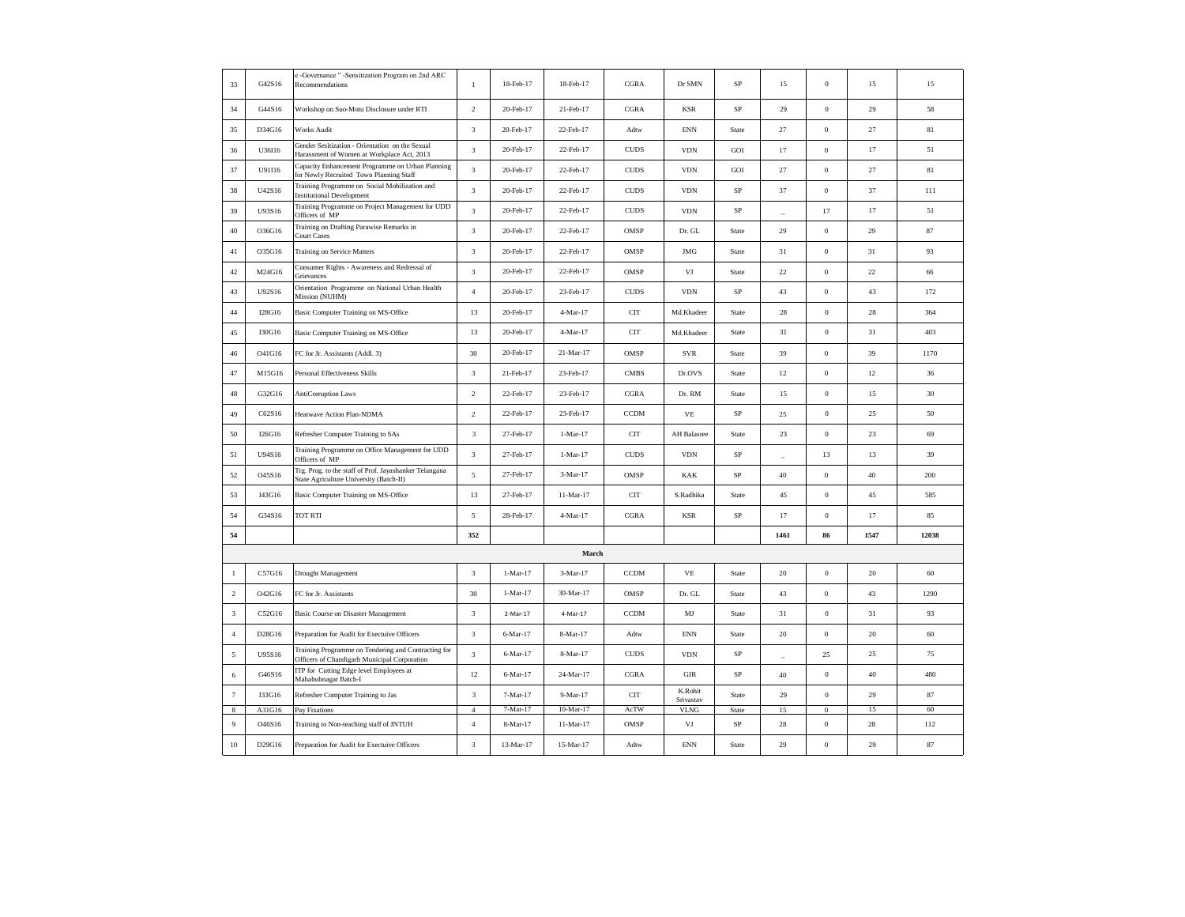| 33 | G42S16 | e -Governance " -Sensitization Program on 2nd ARC Recommendations | 1 | 18-Feb-17 | 18-Feb-17 | CGRA | Dr SMN | SP | 15 | 0 | 15 | 15 |
|---|---|---|---|---|---|---|---|---|---|---|---|---|
| 34 | G44S16 | Workshop on Suo-Motu Disclosure under RTI | 2 | 20-Feb-17 | 21-Feb-17 | CGRA | KSR | SP | 29 | 0 | 29 | 58 |
| 35 | D34G16 | Works Audit | 3 | 20-Feb-17 | 22-Feb-17 | Adtw | ENN | State | 27 | 0 | 27 | 81 |
| 36 | U36I16 | Gender Sesitization - Orientation on the Sexual Harassment of Women at Workplace Act, 2013 | 3 | 20-Feb-17 | 22-Feb-17 | CUDS | VDN | GOI | 17 | 0 | 17 | 51 |
| 37 | U91I16 | Capacity Enhancement Programme on Urban Planning for Newly Recruited Town Planning Staff | 3 | 20-Feb-17 | 22-Feb-17 | CUDS | VDN | GOI | 27 | 0 | 27 | 81 |
| 38 | U42S16 | Training Programme on Social Mobilization and Institutional Development | 3 | 20-Feb-17 | 22-Feb-17 | CUDS | VDN | SP | 37 | 0 | 37 | 111 |
| 39 | U93S16 | Training Programme on Project Management for UDD Officers of MP | 3 | 20-Feb-17 | 22-Feb-17 | CUDS | VDN | SP | _ | 17 | 17 | 51 |
| 40 | O36G16 | Training on Drafting Parawise Remarks in Court Cases | 3 | 20-Feb-17 | 22-Feb-17 | OMSP | Dr. GL | State | 29 | 0 | 29 | 87 |
| 41 | O35G16 | Training on Service Matters | 3 | 20-Feb-17 | 22-Feb-17 | OMSP | JMG | State | 31 | 0 | 31 | 93 |
| 42 | M24G16 | Consumer Rights - Awareness and Redressal of Grievances | 3 | 20-Feb-17 | 22-Feb-17 | OMSP | VJ | State | 22 | 0 | 22 | 66 |
| 43 | U92S16 | Orientation Programme on National Urban Health Mission (NUHM) | 4 | 20-Feb-17 | 23-Feb-17 | CUDS | VDN | SP | 43 | 0 | 43 | 172 |
| 44 | I28G16 | Basic Computer Training on MS-Office | 13 | 20-Feb-17 | 4-Mar-17 | CIT | Md.Khadeer | State | 28 | 0 | 28 | 364 |
| 45 | I30G16 | Basic Computer Training on MS-Office | 13 | 20-Feb-17 | 4-Mar-17 | CIT | Md.Khadeer | State | 31 | 0 | 31 | 403 |
| 46 | O41G16 | FC for Jr. Assistants (Addl. 3) | 30 | 20-Feb-17 | 21-Mar-17 | OMSP | SVR | State | 39 | 0 | 39 | 1170 |
| 47 | M15G16 | Personal Effectiveness Skills | 3 | 21-Feb-17 | 23-Feb-17 | CMBS | Dr.OVS | State | 12 | 0 | 12 | 36 |
| 48 | G32G16 | AntiCorruption Laws | 2 | 22-Feb-17 | 23-Feb-17 | CGRA | Dr. RM | State | 15 | 0 | 15 | 30 |
| 49 | C62S16 | Heatwave Action Plan-NDMA | 2 | 22-Feb-17 | 23-Feb-17 | CCDM | VE | SP | 25 | 0 | 25 | 50 |
| 50 | I26G16 | Refresher Computer Training to SAs | 3 | 27-Feb-17 | 1-Mar-17 | CIT | AH Balasree | State | 23 | 0 | 23 | 69 |
| 51 | U94S16 | Training Programme on Office Management for UDD Officers of MP | 3 | 27-Feb-17 | 1-Mar-17 | CUDS | VDN | SP | _ | 13 | 13 | 39 |
| 52 | O45S16 | Trg. Prog. to the staff of Prof. Jayashanker Telangana State Agriculture University (Batch-II) | 5 | 27-Feb-17 | 3-Mar-17 | OMSP | KAK | SP | 40 | 0 | 40 | 200 |
| 53 | I43G16 | Basic Computer Training on MS-Office | 13 | 27-Feb-17 | 11-Mar-17 | CIT | S.Radhika | State | 45 | 0 | 45 | 585 |
| 54 | G34S16 | TOT RTI | 5 | 28-Feb-17 | 4-Mar-17 | CGRA | KSR | SP | 17 | 0 | 17 | 85 |
| **54** | | | **352** | | | | | | **1461** | **86** | **1547** | **12038** |
| | | | | | **March** | | | | | | | |
| 1 | C57G16 | Drought Management | 3 | 1-Mar-17 | 3-Mar-17 | CCDM | VE | State | 20 | 0 | 20 | 60 |
| 2 | O42G16 | FC for Jr. Assistants | 30 | 1-Mar-17 | 30-Mar-17 | OMSP | Dr. GL | State | 43 | 0 | 43 | 1290 |
| 3 | C52G16 | Basic Course on Disaster Management | 3 | 2-Mar-17 | 4-Mar-17 | CCDM | MJ | State | 31 | 0 | 31 | 93 |
| 4 | D28G16 | Preparation for Audit for Exectuive Officers | 3 | 6-Mar-17 | 8-Mar-17 | Adtw | ENN | State | 20 | 0 | 20 | 60 |
| 5 | U95S16 | Training Programme on Tendering and Contracting for Officers of Chandigarh Municipal Corporation | 3 | 6-Mar-17 | 8-Mar-17 | CUDS | VDN | SP | _ | 25 | 25 | 75 |
| 6 | G46S16 | ITP for Cutting Edge level Employees at Mahabubnagar Batch-I | 12 | 6-Mar-17 | 24-Mar-17 | CGRA | GJR | SP | 40 | 0 | 40 | 480 |
| 7 | I33G16 | Refresher Computer Training to Jas | 3 | 7-Mar-17 | 9-Mar-17 | CIT | K.Rohit Srivastav | State | 29 | 0 | 29 | 87 |
| 8 | A31G16 | Pay Fixations | 4 | 7-Mar-17 | 10-Mar-17 | AcTW | VLNG | State | 15 | 0 | 15 | 60 |
| 9 | O46S16 | Training to Non-teaching staff of JNTUH | 4 | 8-Mar-17 | 11-Mar-17 | OMSP | VJ | SP | 28 | 0 | 28 | 112 |
| 10 | D29G16 | Preparation for Audit for Exectuive Officers | 3 | 13-Mar-17 | 15-Mar-17 | Adtw | ENN | State | 29 | 0 | 29 | 87 |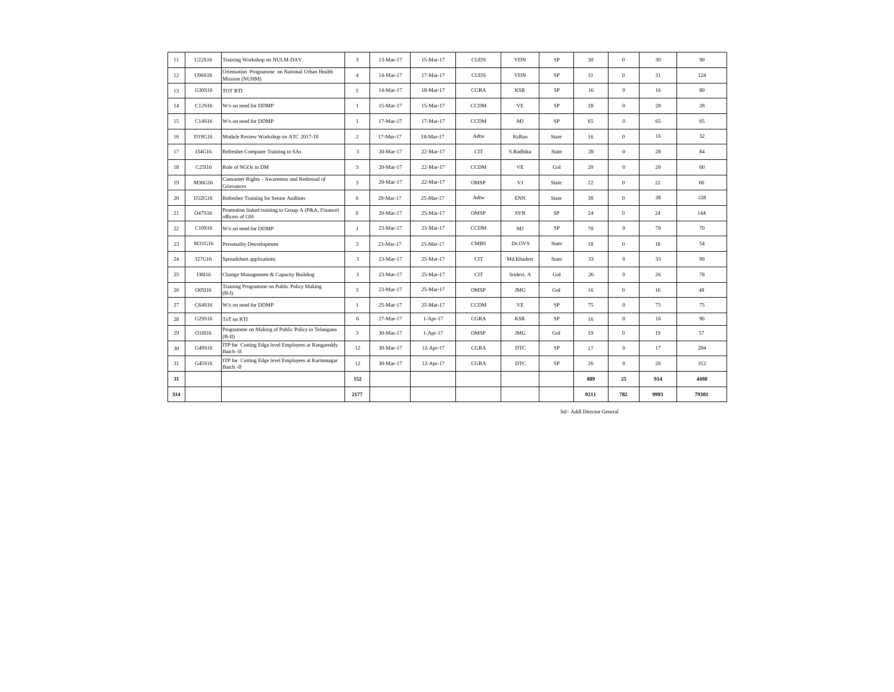| | | | | | | | | | | | | |
|---|---|---|---|---|---|---|---|---|---|---|---|---|
| 11 | U22S16 | Training Workshop on NULM-DAY | 3 | 13-Mar-17 | 15-Mar-17 | CUDS | VDN | SP | 30 | 0 | 30 | 90 |
| 12 | U96S16 | Orientation Programme on National Urban Health Mission (NUHM) | 4 | 14-Mar-17 | 17-Mar-17 | CUDS | VDN | SP | 31 | 0 | 31 | 124 |
| 13 | G30S16 | TOT RTI | 5 | 14-Mar-17 | 18-Mar-17 | CGRA | KSR | SP | 16 | 0 | 16 | 80 |
| 14 | C12S16 | W/s on need for DDMP | 1 | 15-Mar-17 | 15-Mar-17 | CCDM | VE | SP | 28 | 0 | 28 | 28 |
| 15 | C14S16 | W/s on need for DDMP | 1 | 17-Mar-17 | 17-Mar-17 | CCDM | MJ | SP | 65 | 0 | 65 | 65 |
| 16 | D19G16 | Module Review Workshop on ATC 2017-18 | 2 | 17-Mar-17 | 18-Mar-17 | Adtw | KsRao | State | 16 | 0 | 16 | 32 |
| 17 | I34G16 | Refresher Computer Training to SAs | 3 | 20-Mar-17 | 22-Mar-17 | CIT | S.Radhika | State | 28 | 0 | 28 | 84 |
| 18 | C25I16 | Role of NGOs in DM | 3 | 20-Mar-17 | 22-Mar-17 | CCDM | VE | GoI | 20 | 0 | 20 | 60 |
| 19 | M36G16 | Consumer Rights - Awareness and Redressal of Grievances | 3 | 20-Mar-17 | 22-Mar-17 | OMSP | VJ | State | 22 | 0 | 22 | 66 |
| 20 | D32G16 | Refresher Training for Senior Auditors | 6 | 20-Mar-17 | 25-Mar-17 | Adtw | ENN | State | 38 | 0 | 38 | 228 |
| 21 | O47S16 | Promotion linked training to Group A (P&A, Finance) officers of GSI | 6 | 20-Mar-17 | 25-Mar-17 | OMSP | SVR | SP | 24 | 0 | 24 | 144 |
| 22 | C10S16 | W/s on need for DDMP | 1 | 23-Mar-17 | 23-Mar-17 | CCDM | MJ | SP | 70 | 0 | 70 | 70 |
| 23 | M31G16 | Personality Desvelopment | 3 | 23-Mar-17 | 25-Mar-17 | CMBS | Dr.OVS | State | 18 | 0 | 18 | 54 |
| 24 | I27G16 | Spreadsheet applications | 3 | 23-Mar-17 | 25-Mar-17 | CIT | Md.Khadeer | State | 33 | 0 | 33 | 99 |
| 25 | I36I16 | Change Management & Capacity Building | 3 | 23-Mar-17 | 25-Mar-17 | CIT | Sridevi. A | GoI | 26 | 0 | 26 | 78 |
| 26 | O05I16 | Training Programme on Public Policy Making (B-I) | 3 | 23-Mar-17 | 25-Mar-17 | OMSP | JMG | GoI | 16 | 0 | 16 | 48 |
| 27 | C64S16 | W/s on need for DDMP | 1 | 25-Mar-17 | 25-Mar-17 | CCDM | VE | SP | 75 | 0 | 75 | 75 |
| 28 | G29S16 | ToT on RTI | 6 | 27-Mar-17 | 1-Apr-17 | CGRA | KSR | SP | 16 | 0 | 16 | 96 |
| 29 | O10I16 | Programme on Making of Public Policy in Telangana (B-II) | 3 | 30-Mar-17 | 1-Apr-17 | OMSP | JMG | GoI | 19 | 0 | 19 | 57 |
| 30 | G49S16 | ITP for Cutting Edge level Employees at Rangareddy Batch -II | 12 | 30-Mar-17 | 12-Apr-17 | CGRA | DTC | SP | 17 | 0 | 17 | 204 |
| 31 | G45S16 | ITP for Cutting Edge level Employees at Karimnagar Batch -II | 12 | 30-Mar-17 | 12-Apr-17 | CGRA | DTC | SP | 26 | 0 | 26 | 312 |
| **31** | | | **152** | | | | | | **889** | **25** | **914** | **4498** |
| **314** | | | **2177** | | | | | | **9211** | **782** | **9993** | **79301** |

Sd/- Addl Director General